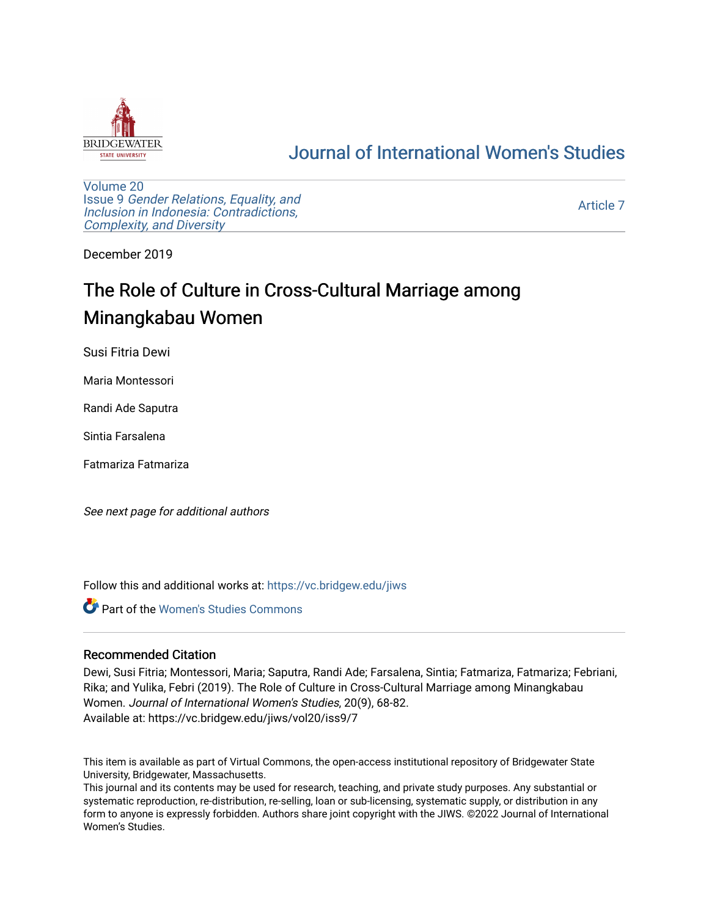# Journal of International Women's Studies

Volume 20
Issue 9 *Gender Relations, Equality, and Inclusion in Indonesia: Contradictions, Complexity, and Diversity*

Article 7

December 2019

# The Role of Culture in Cross-Cultural Marriage among Minangkabau Women

Susi Fitria Dewi

Maria Montessori

Randi Ade Saputra

Sintia Farsalena

Fatmariza Fatmariza

*See next page for additional authors*

Follow this and additional works at: https://vc.bridgew.edu/jiws

Part of the Women's Studies Commons

## Recommended Citation

Dewi, Susi Fitria; Montessori, Maria; Saputra, Randi Ade; Farsalena, Sintia; Fatmariza, Fatmariza; Febriani, Rika; and Yulika, Febri (2019). The Role of Culture in Cross-Cultural Marriage among Minangkabau Women. *Journal of International Women's Studies*, 20(9), 68-82.
Available at: https://vc.bridgew.edu/jiws/vol20/iss9/7

This item is available as part of Virtual Commons, the open-access institutional repository of Bridgewater State University, Bridgewater, Massachusetts.
This journal and its contents may be used for research, teaching, and private study purposes. Any substantial or systematic reproduction, re-distribution, re-selling, loan or sub-licensing, systematic supply, or distribution in any form to anyone is expressly forbidden. Authors share joint copyright with the JIWS. ©2022 Journal of International Women's Studies.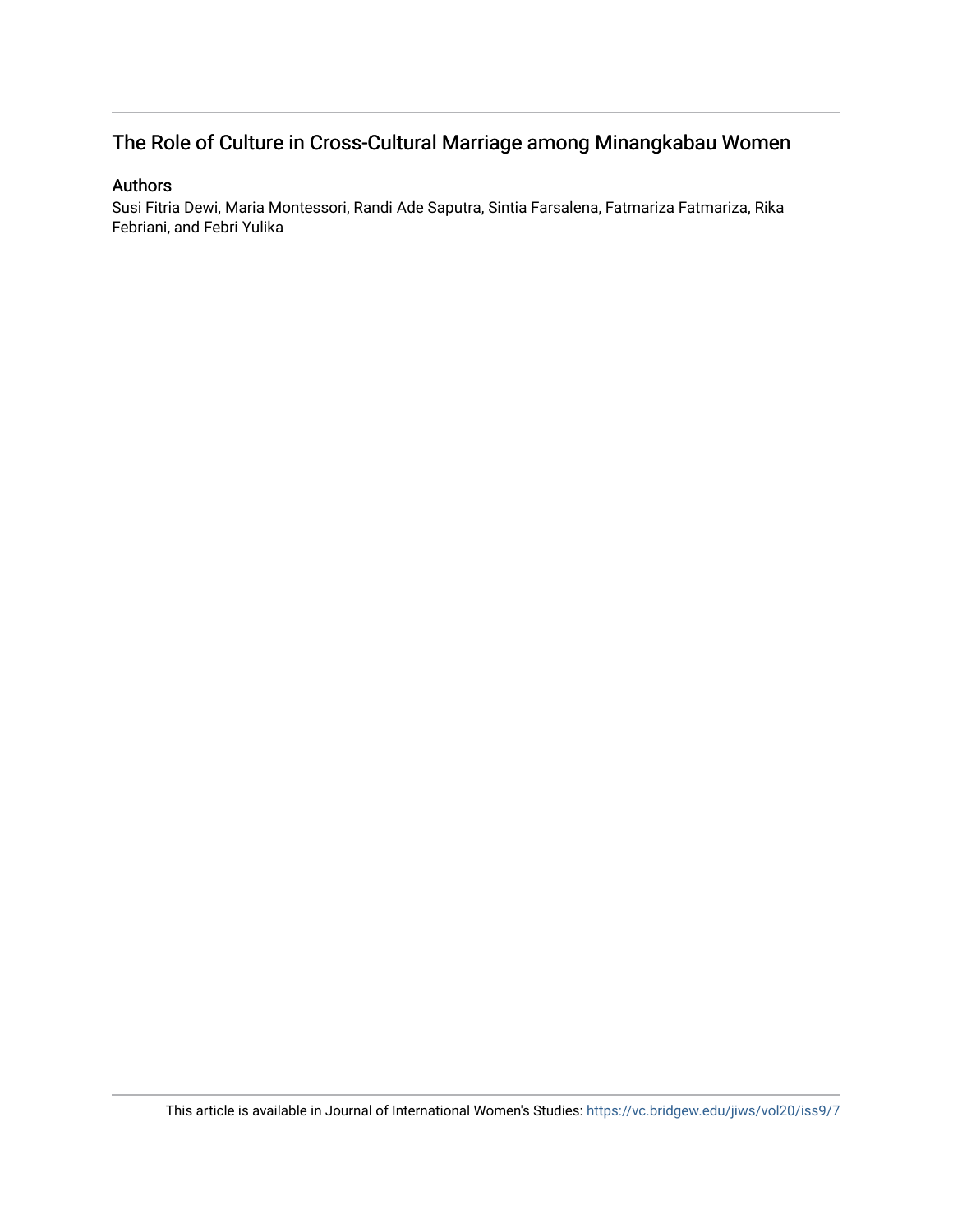## The Role of Culture in Cross-Cultural Marriage among Minangkabau Women

### Authors

Susi Fitria Dewi, Maria Montessori, Randi Ade Saputra, Sintia Farsalena, Fatmariza Fatmariza, Rika Febriani, and Febri Yulika

This article is available in Journal of International Women's Studies: https://vc.bridgew.edu/jiws/vol20/iss9/7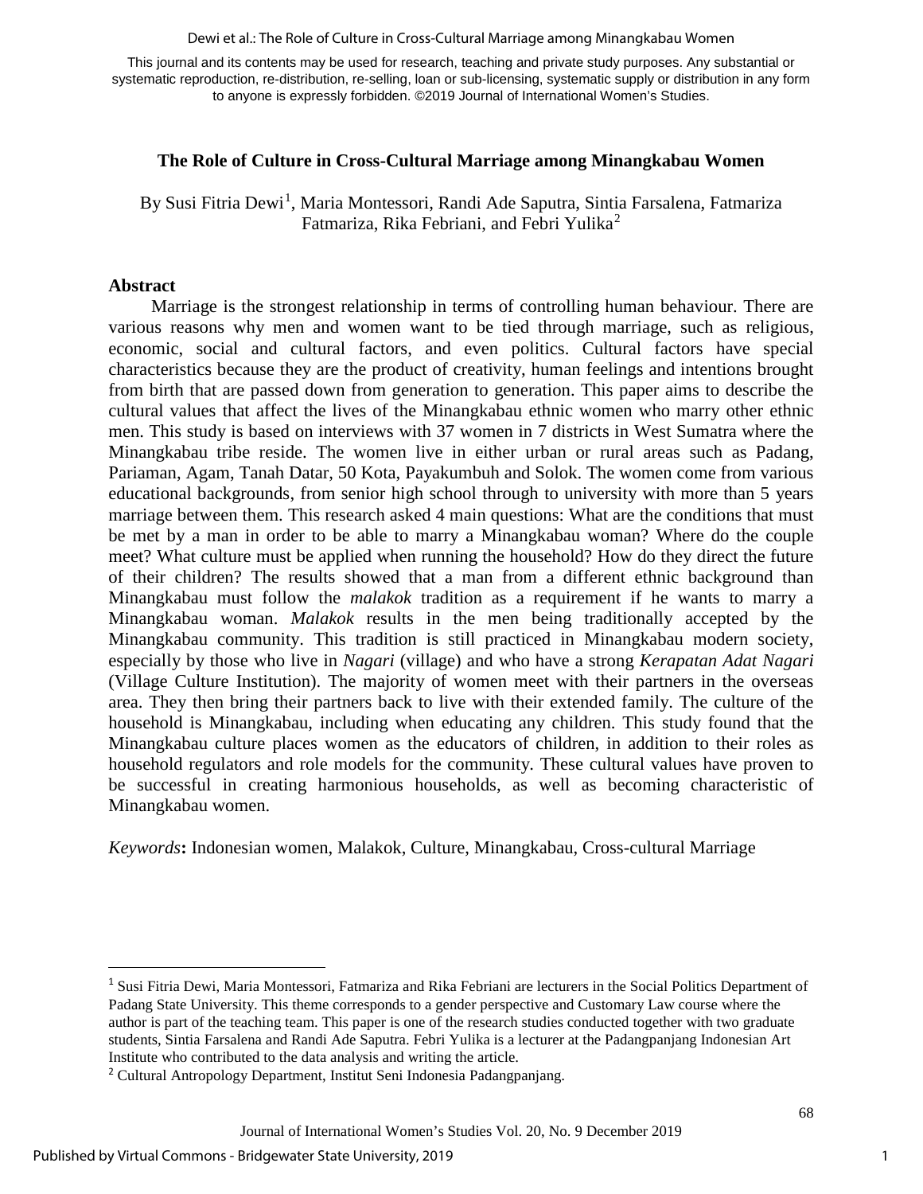This journal and its contents may be used for research, teaching and private study purposes. Any substantial or systematic reproduction, re-distribution, re-selling, loan or sub-licensing, systematic supply or distribution in any form to anyone is expressly forbidden. ©2019 Journal of International Women's Studies.

# The Role of Culture in Cross-Cultural Marriage among Minangkabau Women

By Susi Fitria Dewi[1], Maria Montessori, Randi Ade Saputra, Sintia Farsalena, Fatmariza Fatmariza, Rika Febriani, and Febri Yulika[2]

## Abstract

Marriage is the strongest relationship in terms of controlling human behaviour. There are various reasons why men and women want to be tied through marriage, such as religious, economic, social and cultural factors, and even politics. Cultural factors have special characteristics because they are the product of creativity, human feelings and intentions brought from birth that are passed down from generation to generation. This paper aims to describe the cultural values that affect the lives of the Minangkabau ethnic women who marry other ethnic men. This study is based on interviews with 37 women in 7 districts in West Sumatra where the Minangkabau tribe reside. The women live in either urban or rural areas such as Padang, Pariaman, Agam, Tanah Datar, 50 Kota, Payakumbuh and Solok. The women come from various educational backgrounds, from senior high school through to university with more than 5 years marriage between them. This research asked 4 main questions: What are the conditions that must be met by a man in order to be able to marry a Minangkabau woman? Where do the couple meet? What culture must be applied when running the household? How do they direct the future of their children? The results showed that a man from a different ethnic background than Minangkabau must follow the *malakok* tradition as a requirement if he wants to marry a Minangkabau woman. *Malakok* results in the men being traditionally accepted by the Minangkabau community. This tradition is still practiced in Minangkabau modern society, especially by those who live in *Nagari* (village) and who have a strong *Kerapatan Adat Nagari* (Village Culture Institution). The majority of women meet with their partners in the overseas area. They then bring their partners back to live with their extended family. The culture of the household is Minangkabau, including when educating any children. This study found that the Minangkabau culture places women as the educators of children, in addition to their roles as household regulators and role models for the community. These cultural values have proven to be successful in creating harmonious households, as well as becoming characteristic of Minangkabau women.

*Keywords*: Indonesian women, Malakok, Culture, Minangkabau, Cross-cultural Marriage

---

[1] Susi Fitria Dewi, Maria Montessori, Fatmariza and Rika Febriani are lecturers in the Social Politics Department of Padang State University. This theme corresponds to a gender perspective and Customary Law course where the author is part of the teaching team. This paper is one of the research studies conducted together with two graduate students, Sintia Farsalena and Randi Ade Saputra. Febri Yulika is a lecturer at the Padangpanjang Indonesian Art Institute who contributed to the data analysis and writing the article.

[2] Cultural Antropology Department, Institut Seni Indonesia Padangpanjang.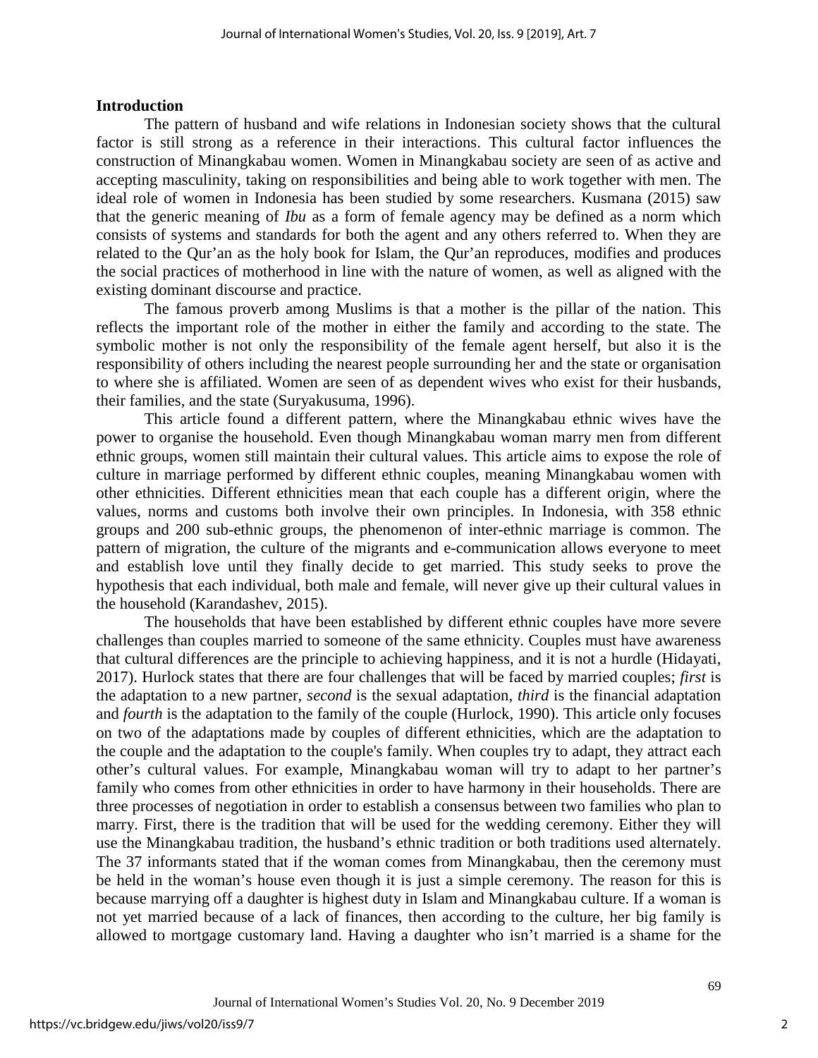# Introduction

The pattern of husband and wife relations in Indonesian society shows that the cultural factor is still strong as a reference in their interactions. This cultural factor influences the construction of Minangkabau women. Women in Minangkabau society are seen of as active and accepting masculinity, taking on responsibilities and being able to work together with men. The ideal role of women in Indonesia has been studied by some researchers. Kusmana (2015) saw that the generic meaning of *Ibu* as a form of female agency may be defined as a norm which consists of systems and standards for both the agent and any others referred to. When they are related to the Qur'an as the holy book for Islam, the Qur'an reproduces, modifies and produces the social practices of motherhood in line with the nature of women, as well as aligned with the existing dominant discourse and practice.

The famous proverb among Muslims is that a mother is the pillar of the nation. This reflects the important role of the mother in either the family and according to the state. The symbolic mother is not only the responsibility of the female agent herself, but also it is the responsibility of others including the nearest people surrounding her and the state or organisation to where she is affiliated. Women are seen of as dependent wives who exist for their husbands, their families, and the state (Suryakusuma, 1996).

This article found a different pattern, where the Minangkabau ethnic wives have the power to organise the household. Even though Minangkabau woman marry men from different ethnic groups, women still maintain their cultural values. This article aims to expose the role of culture in marriage performed by different ethnic couples, meaning Minangkabau women with other ethnicities. Different ethnicities mean that each couple has a different origin, where the values, norms and customs both involve their own principles. In Indonesia, with 358 ethnic groups and 200 sub-ethnic groups, the phenomenon of inter-ethnic marriage is common. The pattern of migration, the culture of the migrants and e-communication allows everyone to meet and establish love until they finally decide to get married. This study seeks to prove the hypothesis that each individual, both male and female, will never give up their cultural values in the household (Karandashev, 2015).

The households that have been established by different ethnic couples have more severe challenges than couples married to someone of the same ethnicity. Couples must have awareness that cultural differences are the principle to achieving happiness, and it is not a hurdle (Hidayati, 2017). Hurlock states that there are four challenges that will be faced by married couples; *first* is the adaptation to a new partner, *second* is the sexual adaptation, *third* is the financial adaptation and *fourth* is the adaptation to the family of the couple (Hurlock, 1990). This article only focuses on two of the adaptations made by couples of different ethnicities, which are the adaptation to the couple and the adaptation to the couple's family. When couples try to adapt, they attract each other's cultural values. For example, Minangkabau woman will try to adapt to her partner's family who comes from other ethnicities in order to have harmony in their households. There are three processes of negotiation in order to establish a consensus between two families who plan to marry. First, there is the tradition that will be used for the wedding ceremony. Either they will use the Minangkabau tradition, the husband's ethnic tradition or both traditions used alternately. The 37 informants stated that if the woman comes from Minangkabau, then the ceremony must be held in the woman's house even though it is just a simple ceremony. The reason for this is because marrying off a daughter is highest duty in Islam and Minangkabau culture. If a woman is not yet married because of a lack of finances, then according to the culture, her big family is allowed to mortgage customary land. Having a daughter who isn't married is a shame for the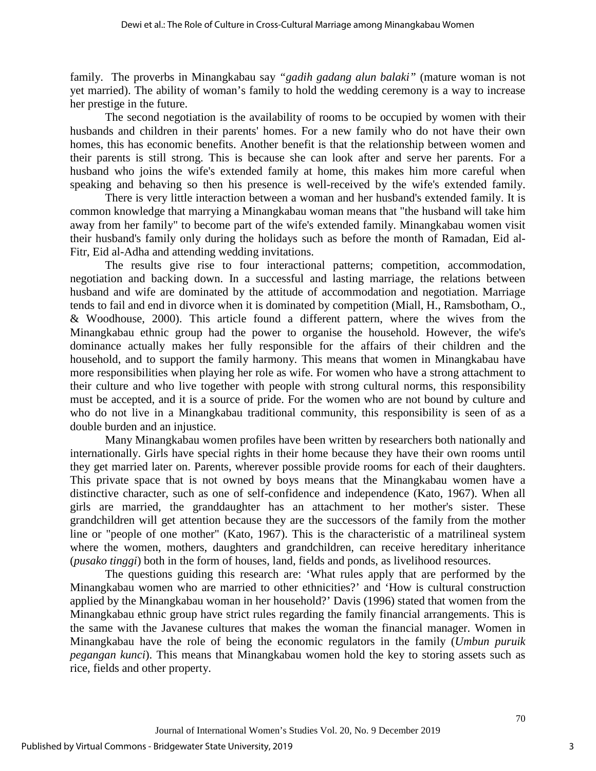family. The proverbs in Minangkabau say *"gadih gadang alun balaki"* (mature woman is not yet married). The ability of woman's family to hold the wedding ceremony is a way to increase her prestige in the future.

The second negotiation is the availability of rooms to be occupied by women with their husbands and children in their parents' homes. For a new family who do not have their own homes, this has economic benefits. Another benefit is that the relationship between women and their parents is still strong. This is because she can look after and serve her parents. For a husband who joins the wife's extended family at home, this makes him more careful when speaking and behaving so then his presence is well-received by the wife's extended family.

There is very little interaction between a woman and her husband's extended family. It is common knowledge that marrying a Minangkabau woman means that "the husband will take him away from her family" to become part of the wife's extended family. Minangkabau women visit their husband's family only during the holidays such as before the month of Ramadan, Eid al-Fitr, Eid al-Adha and attending wedding invitations.

The results give rise to four interactional patterns; competition, accommodation, negotiation and backing down. In a successful and lasting marriage, the relations between husband and wife are dominated by the attitude of accommodation and negotiation. Marriage tends to fail and end in divorce when it is dominated by competition (Miall, H., Ramsbotham, O., & Woodhouse, 2000). This article found a different pattern, where the wives from the Minangkabau ethnic group had the power to organise the household. However, the wife's dominance actually makes her fully responsible for the affairs of their children and the household, and to support the family harmony. This means that women in Minangkabau have more responsibilities when playing her role as wife. For women who have a strong attachment to their culture and who live together with people with strong cultural norms, this responsibility must be accepted, and it is a source of pride. For the women who are not bound by culture and who do not live in a Minangkabau traditional community, this responsibility is seen of as a double burden and an injustice.

Many Minangkabau women profiles have been written by researchers both nationally and internationally. Girls have special rights in their home because they have their own rooms until they get married later on. Parents, wherever possible provide rooms for each of their daughters. This private space that is not owned by boys means that the Minangkabau women have a distinctive character, such as one of self-confidence and independence (Kato, 1967). When all girls are married, the granddaughter has an attachment to her mother's sister. These grandchildren will get attention because they are the successors of the family from the mother line or "people of one mother" (Kato, 1967). This is the characteristic of a matrilineal system where the women, mothers, daughters and grandchildren, can receive hereditary inheritance (*pusako tinggi*) both in the form of houses, land, fields and ponds, as livelihood resources.

The questions guiding this research are: 'What rules apply that are performed by the Minangkabau women who are married to other ethnicities?' and 'How is cultural construction applied by the Minangkabau woman in her household?' Davis (1996) stated that women from the Minangkabau ethnic group have strict rules regarding the family financial arrangements. This is the same with the Javanese cultures that makes the woman the financial manager. Women in Minangkabau have the role of being the economic regulators in the family (*Umbun puruik pegangan kunci*). This means that Minangkabau women hold the key to storing assets such as rice, fields and other property.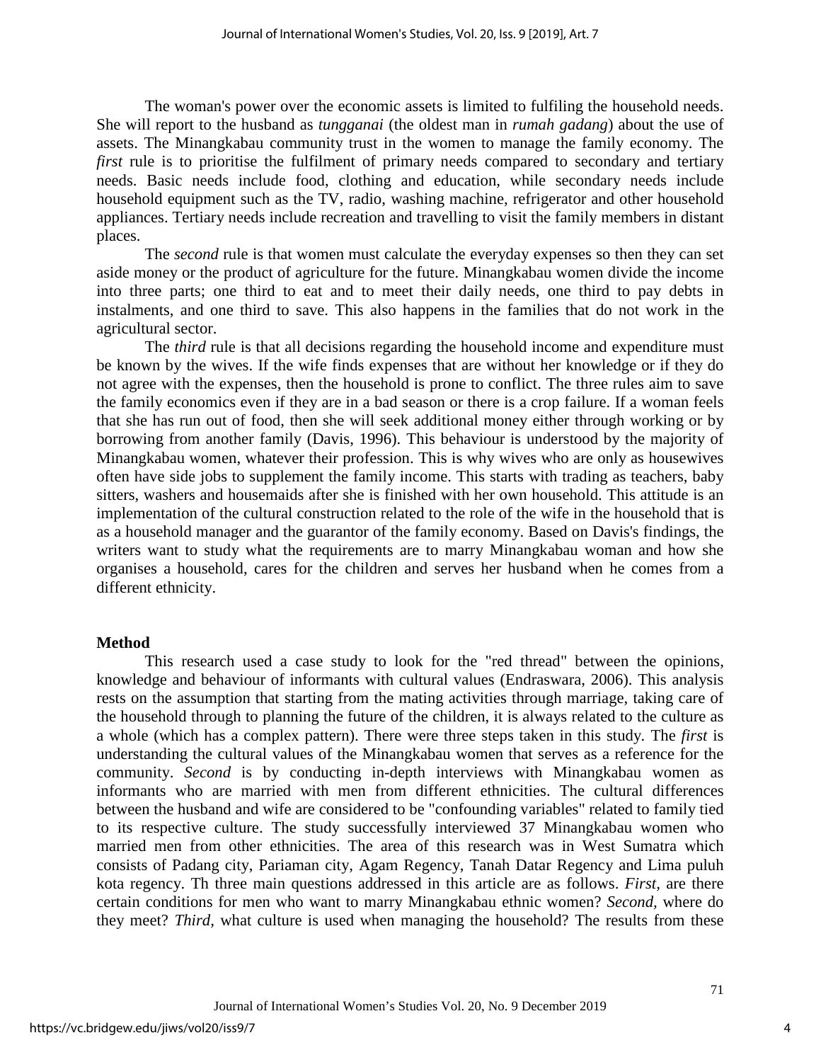The woman's power over the economic assets is limited to fulfiling the household needs. She will report to the husband as *tungganai* (the oldest man in *rumah gadang*) about the use of assets. The Minangkabau community trust in the women to manage the family economy. The *first* rule is to prioritise the fulfilment of primary needs compared to secondary and tertiary needs. Basic needs include food, clothing and education, while secondary needs include household equipment such as the TV, radio, washing machine, refrigerator and other household appliances. Tertiary needs include recreation and travelling to visit the family members in distant places.

The *second* rule is that women must calculate the everyday expenses so then they can set aside money or the product of agriculture for the future. Minangkabau women divide the income into three parts; one third to eat and to meet their daily needs, one third to pay debts in instalments, and one third to save. This also happens in the families that do not work in the agricultural sector.

The *third* rule is that all decisions regarding the household income and expenditure must be known by the wives. If the wife finds expenses that are without her knowledge or if they do not agree with the expenses, then the household is prone to conflict. The three rules aim to save the family economics even if they are in a bad season or there is a crop failure. If a woman feels that she has run out of food, then she will seek additional money either through working or by borrowing from another family (Davis, 1996). This behaviour is understood by the majority of Minangkabau women, whatever their profession. This is why wives who are only as housewives often have side jobs to supplement the family income. This starts with trading as teachers, baby sitters, washers and housemaids after she is finished with her own household. This attitude is an implementation of the cultural construction related to the role of the wife in the household that is as a household manager and the guarantor of the family economy. Based on Davis's findings, the writers want to study what the requirements are to marry Minangkabau woman and how she organises a household, cares for the children and serves her husband when he comes from a different ethnicity.

## Method

This research used a case study to look for the "red thread" between the opinions, knowledge and behaviour of informants with cultural values (Endraswara, 2006). This analysis rests on the assumption that starting from the mating activities through marriage, taking care of the household through to planning the future of the children, it is always related to the culture as a whole (which has a complex pattern). There were three steps taken in this study. The *first* is understanding the cultural values of the Minangkabau women that serves as a reference for the community. *Second* is by conducting in-depth interviews with Minangkabau women as informants who are married with men from different ethnicities. The cultural differences between the husband and wife are considered to be "confounding variables" related to family tied to its respective culture. The study successfully interviewed 37 Minangkabau women who married men from other ethnicities. The area of this research was in West Sumatra which consists of Padang city, Pariaman city, Agam Regency, Tanah Datar Regency and Lima puluh kota regency. Th three main questions addressed in this article are as follows. *First,* are there certain conditions for men who want to marry Minangkabau ethnic women? *Second,* where do they meet? *Third,* what culture is used when managing the household? The results from these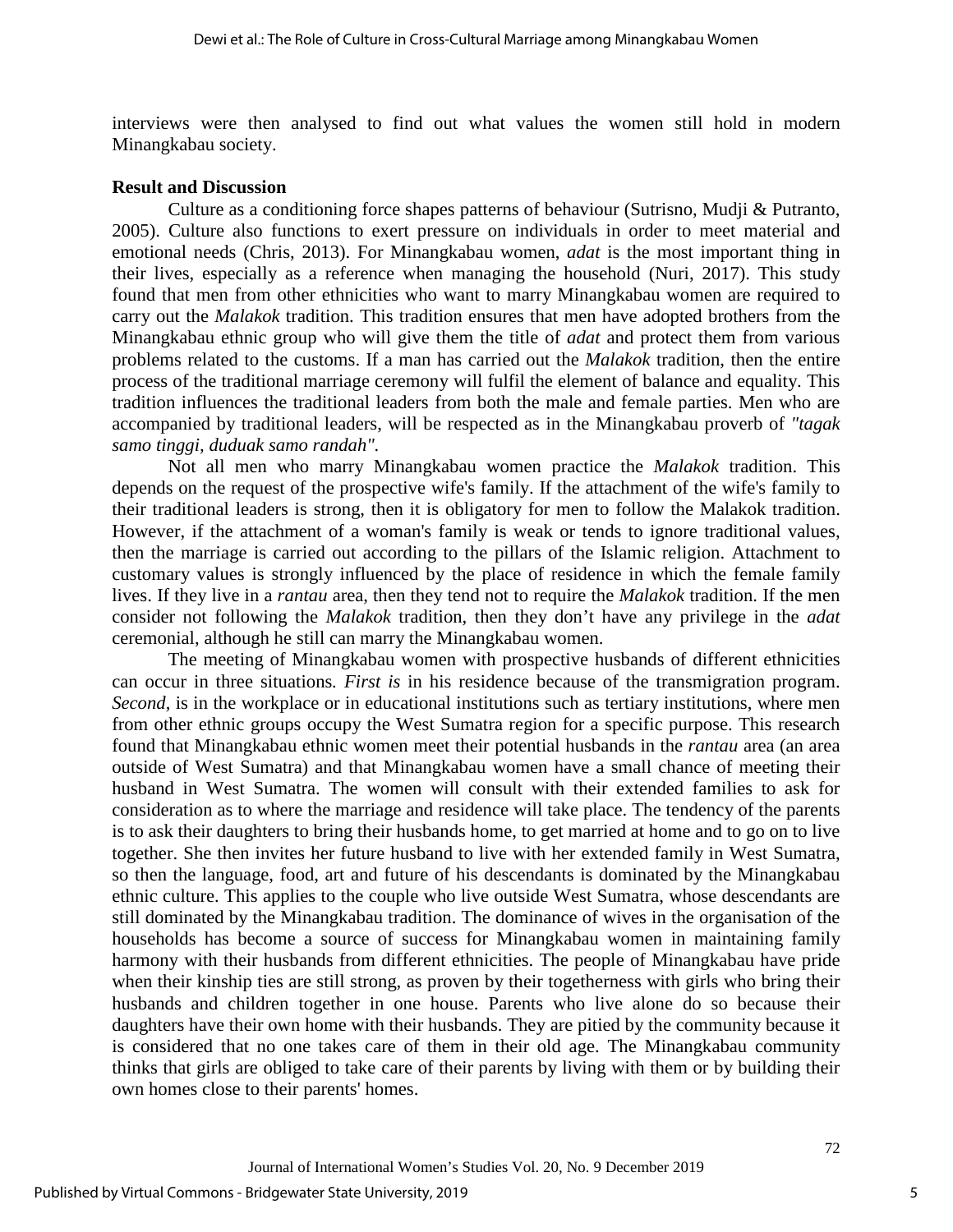interviews were then analysed to find out what values the women still hold in modern Minangkabau society.

**Result and Discussion**

Culture as a conditioning force shapes patterns of behaviour (Sutrisno, Mudji & Putranto, 2005). Culture also functions to exert pressure on individuals in order to meet material and emotional needs (Chris, 2013). For Minangkabau women, *adat* is the most important thing in their lives, especially as a reference when managing the household (Nuri, 2017). This study found that men from other ethnicities who want to marry Minangkabau women are required to carry out the *Malakok* tradition. This tradition ensures that men have adopted brothers from the Minangkabau ethnic group who will give them the title of *adat* and protect them from various problems related to the customs. If a man has carried out the *Malakok* tradition, then the entire process of the traditional marriage ceremony will fulfil the element of balance and equality. This tradition influences the traditional leaders from both the male and female parties. Men who are accompanied by traditional leaders, will be respected as in the Minangkabau proverb of *"tagak samo tinggi, duduak samo randah"*.

Not all men who marry Minangkabau women practice the *Malakok* tradition. This depends on the request of the prospective wife's family. If the attachment of the wife's family to their traditional leaders is strong, then it is obligatory for men to follow the Malakok tradition. However, if the attachment of a woman's family is weak or tends to ignore traditional values, then the marriage is carried out according to the pillars of the Islamic religion. Attachment to customary values is strongly influenced by the place of residence in which the female family lives. If they live in a *rantau* area, then they tend not to require the *Malakok* tradition. If the men consider not following the *Malakok* tradition, then they don't have any privilege in the *adat* ceremonial, although he still can marry the Minangkabau women.

The meeting of Minangkabau women with prospective husbands of different ethnicities can occur in three situations. *First is* in his residence because of the transmigration program. *Second*, is in the workplace or in educational institutions such as tertiary institutions, where men from other ethnic groups occupy the West Sumatra region for a specific purpose. This research found that Minangkabau ethnic women meet their potential husbands in the *rantau* area (an area outside of West Sumatra) and that Minangkabau women have a small chance of meeting their husband in West Sumatra. The women will consult with their extended families to ask for consideration as to where the marriage and residence will take place. The tendency of the parents is to ask their daughters to bring their husbands home, to get married at home and to go on to live together. She then invites her future husband to live with her extended family in West Sumatra, so then the language, food, art and future of his descendants is dominated by the Minangkabau ethnic culture. This applies to the couple who live outside West Sumatra, whose descendants are still dominated by the Minangkabau tradition. The dominance of wives in the organisation of the households has become a source of success for Minangkabau women in maintaining family harmony with their husbands from different ethnicities. The people of Minangkabau have pride when their kinship ties are still strong, as proven by their togetherness with girls who bring their husbands and children together in one house. Parents who live alone do so because their daughters have their own home with their husbands. They are pitied by the community because it is considered that no one takes care of them in their old age. The Minangkabau community thinks that girls are obliged to take care of their parents by living with them or by building their own homes close to their parents' homes.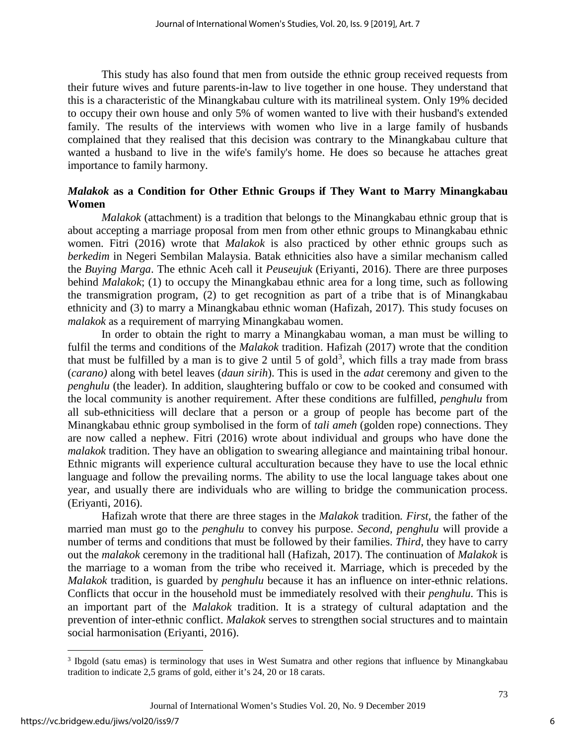This study has also found that men from outside the ethnic group received requests from their future wives and future parents-in-law to live together in one house. They understand that this is a characteristic of the Minangkabau culture with its matrilineal system. Only 19% decided to occupy their own house and only 5% of women wanted to live with their husband's extended family. The results of the interviews with women who live in a large family of husbands complained that they realised that this decision was contrary to the Minangkabau culture that wanted a husband to live in the wife's family's home. He does so because he attaches great importance to family harmony.

### *Malakok* as a Condition for Other Ethnic Groups if They Want to Marry Minangkabau Women

*Malakok* (attachment) is a tradition that belongs to the Minangkabau ethnic group that is about accepting a marriage proposal from men from other ethnic groups to Minangkabau ethnic women. Fitri (2016) wrote that *Malakok* is also practiced by other ethnic groups such as *berkedim* in Negeri Sembilan Malaysia. Batak ethnicities also have a similar mechanism called the *Buying Marga*. The ethnic Aceh call it *Peuseujuk* (Eriyanti, 2016). There are three purposes behind *Malakok*; (1) to occupy the Minangkabau ethnic area for a long time, such as following the transmigration program, (2) to get recognition as part of a tribe that is of Minangkabau ethnicity and (3) to marry a Minangkabau ethnic woman (Hafizah, 2017). This study focuses on *malakok* as a requirement of marrying Minangkabau women.

In order to obtain the right to marry a Minangkabau woman, a man must be willing to fulfil the terms and conditions of the *Malakok* tradition. Hafizah (2017) wrote that the condition that must be fulfilled by a man is to give 2 until 5 of gold[3], which fills a tray made from brass (*carano)* along with betel leaves (*daun sirih*). This is used in the *adat* ceremony and given to the *penghulu* (the leader). In addition, slaughtering buffalo or cow to be cooked and consumed with the local community is another requirement. After these conditions are fulfilled, *penghulu* from all sub-ethnicitiess will declare that a person or a group of people has become part of the Minangkabau ethnic group symbolised in the form of *tali ameh* (golden rope) connections. They are now called a nephew. Fitri (2016) wrote about individual and groups who have done the *malakok* tradition. They have an obligation to swearing allegiance and maintaining tribal honour. Ethnic migrants will experience cultural acculturation because they have to use the local ethnic language and follow the prevailing norms. The ability to use the local language takes about one year, and usually there are individuals who are willing to bridge the communication process. (Eriyanti, 2016).

Hafizah wrote that there are three stages in the *Malakok* tradition. *First*, the father of the married man must go to the *penghulu* to convey his purpose. *Second, penghulu* will provide a number of terms and conditions that must be followed by their families. *Third*, they have to carry out the *malakok* ceremony in the traditional hall (Hafizah, 2017). The continuation of *Malakok* is the marriage to a woman from the tribe who received it. Marriage, which is preceded by the *Malakok* tradition, is guarded by *penghulu* because it has an influence on inter-ethnic relations. Conflicts that occur in the household must be immediately resolved with their *penghulu*. This is an important part of the *Malakok* tradition. It is a strategy of cultural adaptation and the prevention of inter-ethnic conflict. *Malakok* serves to strengthen social structures and to maintain social harmonisation (Eriyanti, 2016).

---

[3] Ibgold (satu emas) is terminology that uses in West Sumatra and other regions that influence by Minangkabau tradition to indicate 2,5 grams of gold, either it's 24, 20 or 18 carats.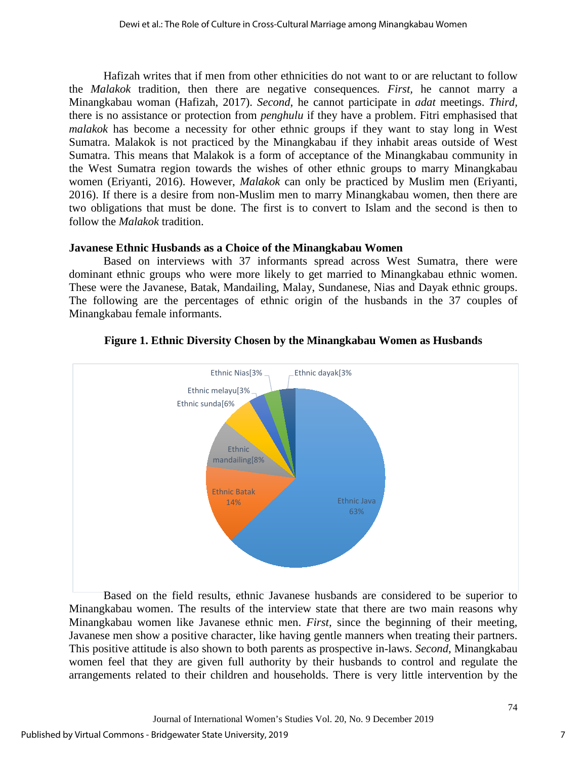Hafizah writes that if men from other ethnicities do not want to or are reluctant to follow the *Malakok* tradition, then there are negative consequences*. First*, he cannot marry a Minangkabau woman (Hafizah, 2017). *Second*, he cannot participate in *adat* meetings. *Third*, there is no assistance or protection from *penghulu* if they have a problem. Fitri emphasised that *malakok* has become a necessity for other ethnic groups if they want to stay long in West Sumatra. Malakok is not practiced by the Minangkabau if they inhabit areas outside of West Sumatra. This means that Malakok is a form of acceptance of the Minangkabau community in the West Sumatra region towards the wishes of other ethnic groups to marry Minangkabau women (Eriyanti, 2016). However, *Malakok* can only be practiced by Muslim men (Eriyanti, 2016). If there is a desire from non-Muslim men to marry Minangkabau women, then there are two obligations that must be done. The first is to convert to Islam and the second is then to follow the *Malakok* tradition.

**Javanese Ethnic Husbands as a Choice of the Minangkabau Women**

Based on interviews with 37 informants spread across West Sumatra, there were dominant ethnic groups who were more likely to get married to Minangkabau ethnic women. These were the Javanese, Batak, Mandailing, Malay, Sundanese, Nias and Dayak ethnic groups. The following are the percentages of ethnic origin of the husbands in the 37 couples of Minangkabau female informants.

**Figure 1. Ethnic Diversity Chosen by the Minangkabau Women as Husbands**

Ethnic Java 63%
Ethnic Batak 14%
Ethnic mandailing[8%
Ethnic sunda[6%
Ethnic melayu[3%
Ethnic Nias[3%
Ethnic dayak[3%

Based on the field results, ethnic Javanese husbands are considered to be superior to Minangkabau women. The results of the interview state that there are two main reasons why Minangkabau women like Javanese ethnic men. *First*, since the beginning of their meeting, Javanese men show a positive character, like having gentle manners when treating their partners. This positive attitude is also shown to both parents as prospective in-laws. *Second*, Minangkabau women feel that they are given full authority by their husbands to control and regulate the arrangements related to their children and households. There is very little intervention by the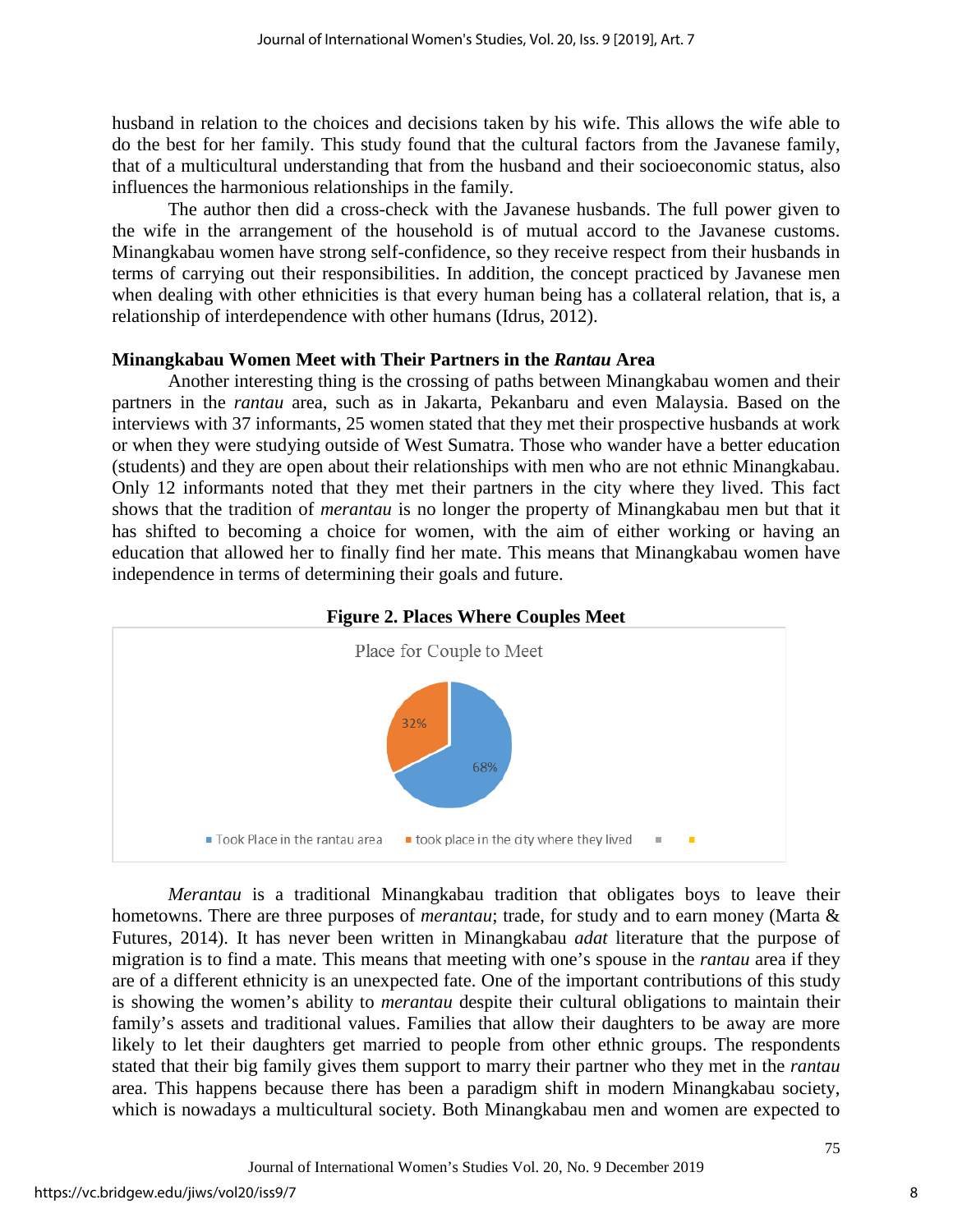husband in relation to the choices and decisions taken by his wife. This allows the wife able to do the best for her family. This study found that the cultural factors from the Javanese family, that of a multicultural understanding that from the husband and their socioeconomic status, also influences the harmonious relationships in the family.

The author then did a cross-check with the Javanese husbands. The full power given to the wife in the arrangement of the household is of mutual accord to the Javanese customs. Minangkabau women have strong self-confidence, so they receive respect from their husbands in terms of carrying out their responsibilities. In addition, the concept practiced by Javanese men when dealing with other ethnicities is that every human being has a collateral relation, that is, a relationship of interdependence with other humans (Idrus, 2012).

### Minangkabau Women Meet with Their Partners in the *Rantau* Area

Another interesting thing is the crossing of paths between Minangkabau women and their partners in the *rantau* area, such as in Jakarta, Pekanbaru and even Malaysia. Based on the interviews with 37 informants, 25 women stated that they met their prospective husbands at work or when they were studying outside of West Sumatra. Those who wander have a better education (students) and they are open about their relationships with men who are not ethnic Minangkabau. Only 12 informants noted that they met their partners in the city where they lived. This fact shows that the tradition of *merantau* is no longer the property of Minangkabau men but that it has shifted to becoming a choice for women, with the aim of either working or having an education that allowed her to finally find her mate. This means that Minangkabau women have independence in terms of determining their goals and future.

**Figure 2. Places Where Couples Meet**

Place for Couple to Meet

| Place | Percentage |
|---|---|
| Took Place in the rantau area | 68% |
| took place in the city where they lived | 32% |

*Merantau* is a traditional Minangkabau tradition that obligates boys to leave their hometowns. There are three purposes of *merantau*; trade, for study and to earn money (Marta & Futures, 2014). It has never been written in Minangkabau *adat* literature that the purpose of migration is to find a mate. This means that meeting with one's spouse in the *rantau* area if they are of a different ethnicity is an unexpected fate. One of the important contributions of this study is showing the women's ability to *merantau* despite their cultural obligations to maintain their family's assets and traditional values. Families that allow their daughters to be away are more likely to let their daughters get married to people from other ethnic groups. The respondents stated that their big family gives them support to marry their partner who they met in the *rantau* area. This happens because there has been a paradigm shift in modern Minangkabau society, which is nowadays a multicultural society. Both Minangkabau men and women are expected to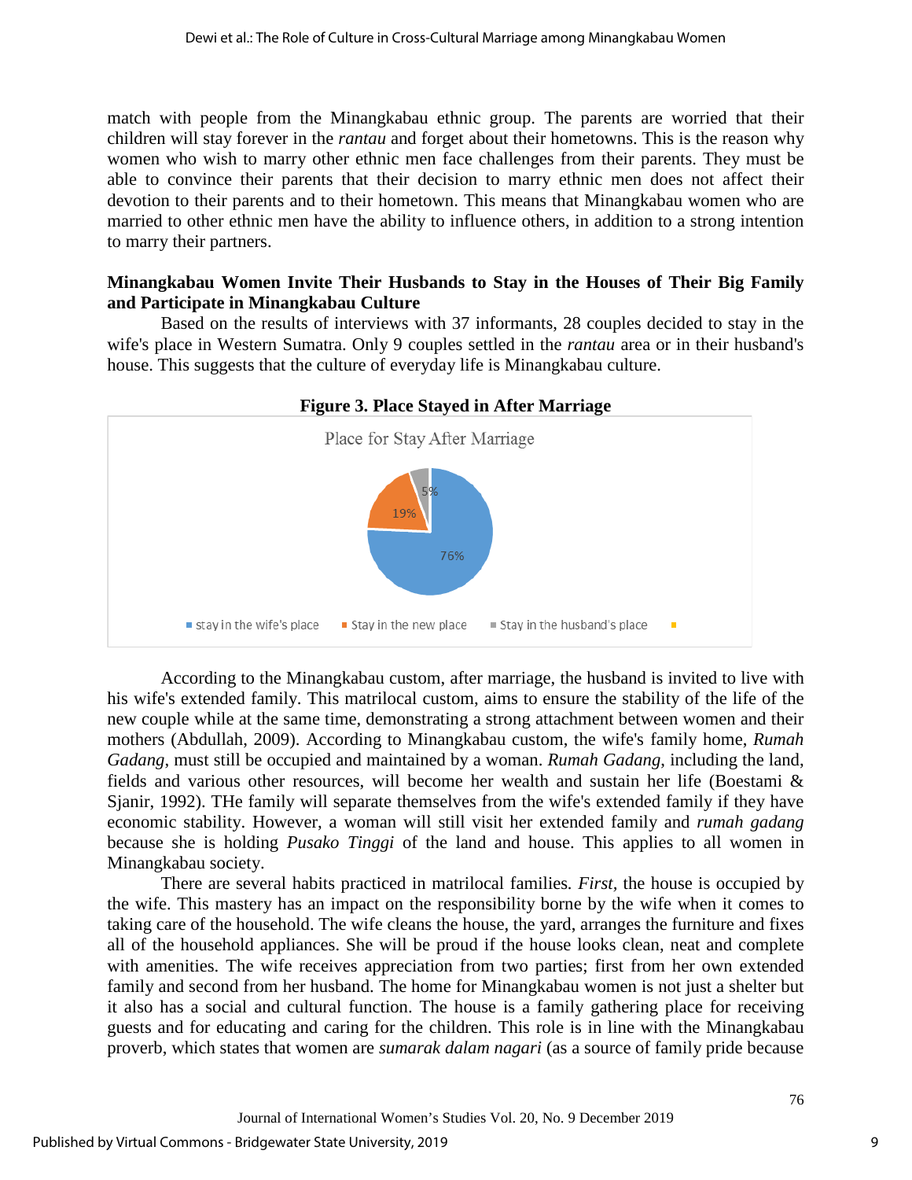match with people from the Minangkabau ethnic group. The parents are worried that their children will stay forever in the *rantau* and forget about their hometowns. This is the reason why women who wish to marry other ethnic men face challenges from their parents. They must be able to convince their parents that their decision to marry ethnic men does not affect their devotion to their parents and to their hometown. This means that Minangkabau women who are married to other ethnic men have the ability to influence others, in addition to a strong intention to marry their partners.

**Minangkabau Women Invite Their Husbands to Stay in the Houses of Their Big Family and Participate in Minangkabau Culture**

Based on the results of interviews with 37 informants, 28 couples decided to stay in the wife's place in Western Sumatra. Only 9 couples settled in the *rantau* area or in their husband's house. This suggests that the culture of everyday life is Minangkabau culture.

**Figure 3. Place Stayed in After Marriage**

Place for Stay After Marriage

| Place | Percentage |
|---|---|
| stay in the wife's place | 76% |
| Stay in the new place | 19% |
| Stay in the husband's place | 5% |

According to the Minangkabau custom, after marriage, the husband is invited to live with his wife's extended family. This matrilocal custom, aims to ensure the stability of the life of the new couple while at the same time, demonstrating a strong attachment between women and their mothers (Abdullah, 2009). According to Minangkabau custom, the wife's family home, *Rumah Gadang*, must still be occupied and maintained by a woman. *Rumah Gadang*, including the land, fields and various other resources, will become her wealth and sustain her life (Boestami & Sjanir, 1992). THe family will separate themselves from the wife's extended family if they have economic stability. However, a woman will still visit her extended family and *rumah gadang* because she is holding *Pusako Tinggi* of the land and house. This applies to all women in Minangkabau society.

There are several habits practiced in matrilocal families. *First*, the house is occupied by the wife. This mastery has an impact on the responsibility borne by the wife when it comes to taking care of the household. The wife cleans the house, the yard, arranges the furniture and fixes all of the household appliances. She will be proud if the house looks clean, neat and complete with amenities. The wife receives appreciation from two parties; first from her own extended family and second from her husband. The home for Minangkabau women is not just a shelter but it also has a social and cultural function. The house is a family gathering place for receiving guests and for educating and caring for the children. This role is in line with the Minangkabau proverb, which states that women are *sumarak dalam nagari* (as a source of family pride because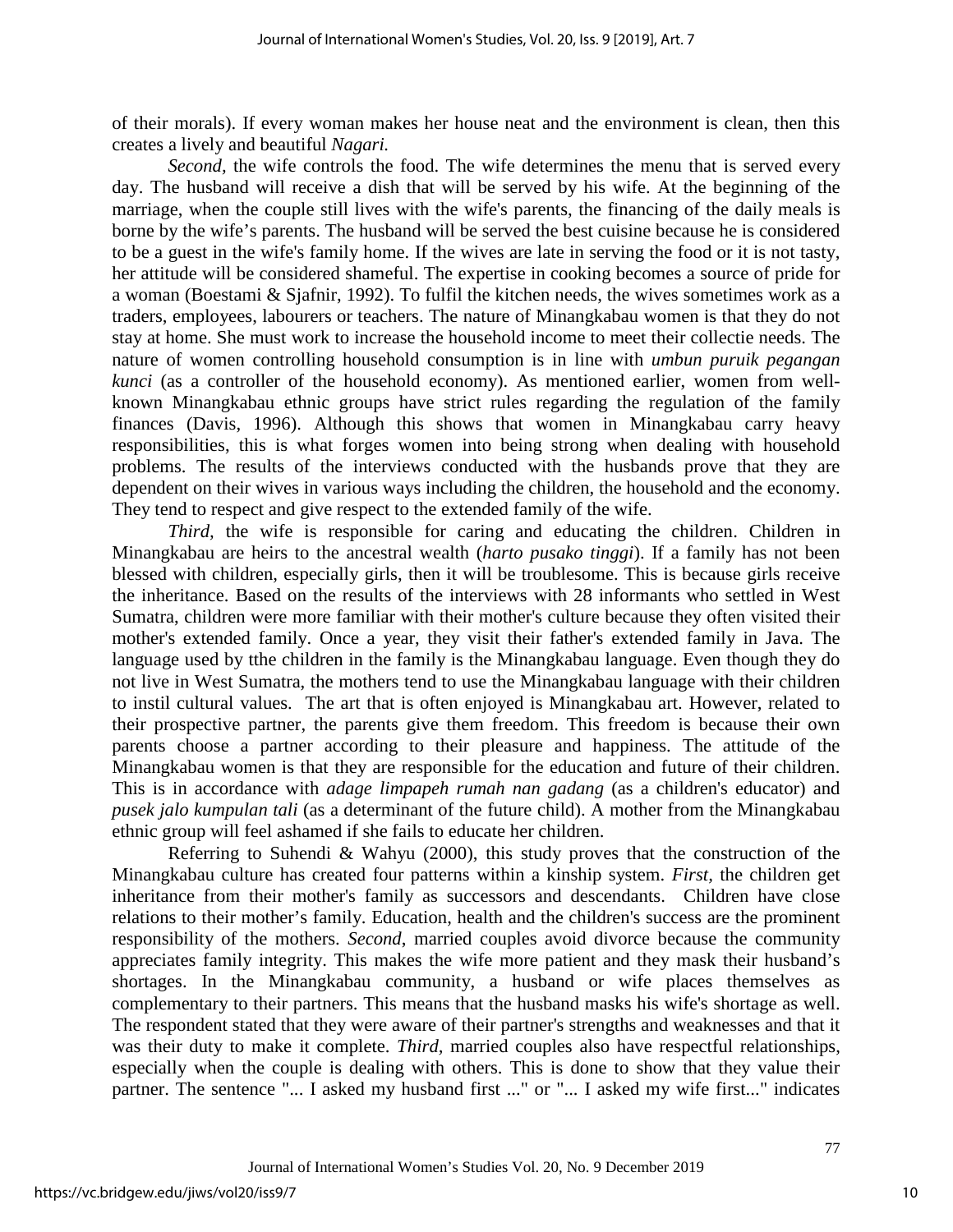of their morals). If every woman makes her house neat and the environment is clean, then this creates a lively and beautiful *Nagari.*

*Second,* the wife controls the food. The wife determines the menu that is served every day. The husband will receive a dish that will be served by his wife. At the beginning of the marriage, when the couple still lives with the wife's parents, the financing of the daily meals is borne by the wife's parents. The husband will be served the best cuisine because he is considered to be a guest in the wife's family home. If the wives are late in serving the food or it is not tasty, her attitude will be considered shameful. The expertise in cooking becomes a source of pride for a woman (Boestami & Sjafnir, 1992). To fulfil the kitchen needs, the wives sometimes work as a traders, employees, labourers or teachers. The nature of Minangkabau women is that they do not stay at home. She must work to increase the household income to meet their collectie needs. The nature of women controlling household consumption is in line with *umbun puruik pegangan kunci* (as a controller of the household economy). As mentioned earlier, women from well-known Minangkabau ethnic groups have strict rules regarding the regulation of the family finances (Davis, 1996). Although this shows that women in Minangkabau carry heavy responsibilities, this is what forges women into being strong when dealing with household problems. The results of the interviews conducted with the husbands prove that they are dependent on their wives in various ways including the children, the household and the economy. They tend to respect and give respect to the extended family of the wife.

*Third,* the wife is responsible for caring and educating the children. Children in Minangkabau are heirs to the ancestral wealth (*harto pusako tinggi*). If a family has not been blessed with children, especially girls, then it will be troublesome. This is because girls receive the inheritance. Based on the results of the interviews with 28 informants who settled in West Sumatra, children were more familiar with their mother's culture because they often visited their mother's extended family. Once a year, they visit their father's extended family in Java. The language used by tthe children in the family is the Minangkabau language. Even though they do not live in West Sumatra, the mothers tend to use the Minangkabau language with their children to instil cultural values. The art that is often enjoyed is Minangkabau art. However, related to their prospective partner, the parents give them freedom. This freedom is because their own parents choose a partner according to their pleasure and happiness. The attitude of the Minangkabau women is that they are responsible for the education and future of their children. This is in accordance with *adage limpapeh rumah nan gadang* (as a children's educator) and *pusek jalo kumpulan tali* (as a determinant of the future child). A mother from the Minangkabau ethnic group will feel ashamed if she fails to educate her children.

Referring to Suhendi & Wahyu (2000), this study proves that the construction of the Minangkabau culture has created four patterns within a kinship system. *First,* the children get inheritance from their mother's family as successors and descendants. Children have close relations to their mother's family. Education, health and the children's success are the prominent responsibility of the mothers. *Second*, married couples avoid divorce because the community appreciates family integrity. This makes the wife more patient and they mask their husband's shortages. In the Minangkabau community, a husband or wife places themselves as complementary to their partners. This means that the husband masks his wife's shortage as well. The respondent stated that they were aware of their partner's strengths and weaknesses and that it was their duty to make it complete. *Third,* married couples also have respectful relationships, especially when the couple is dealing with others. This is done to show that they value their partner. The sentence "... I asked my husband first ..." or "... I asked my wife first..." indicates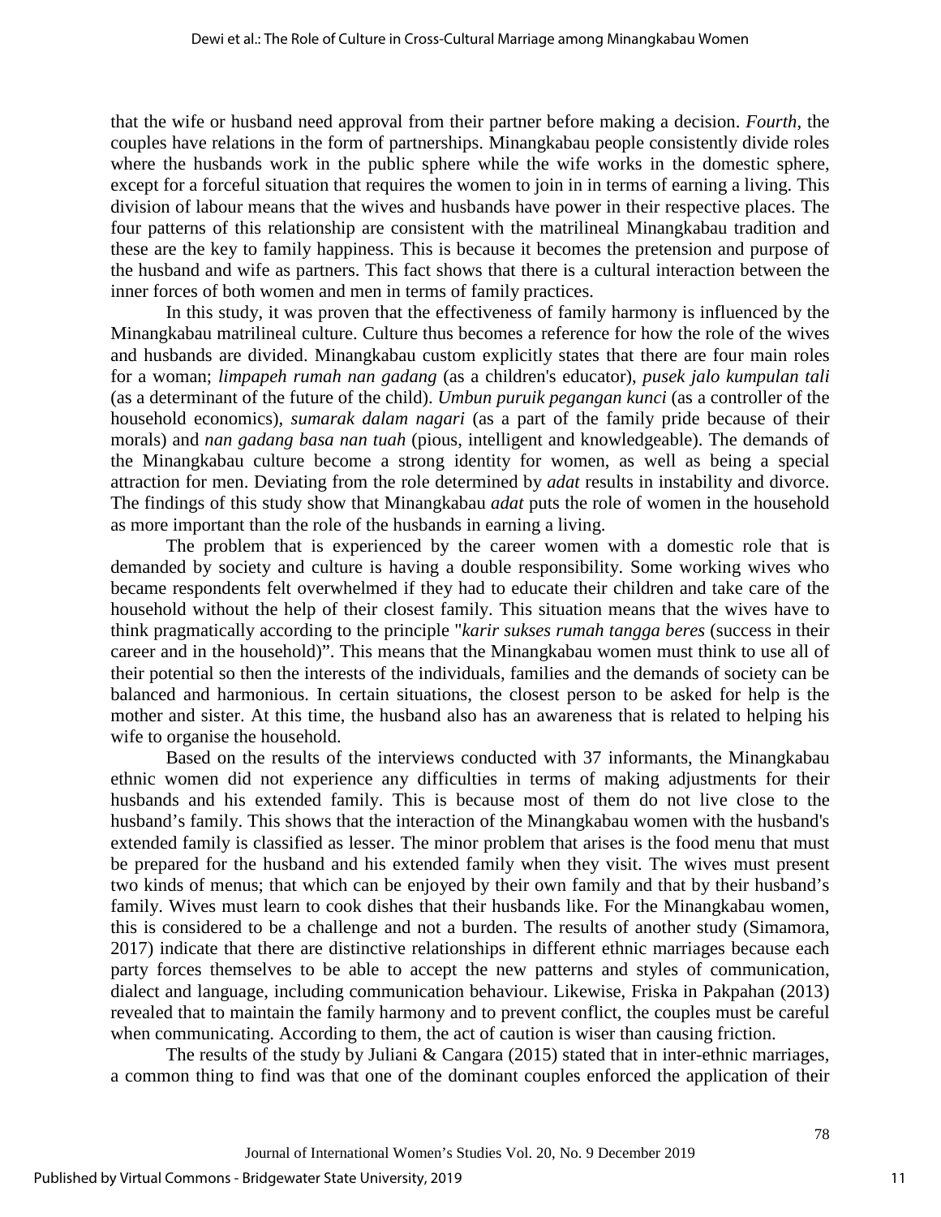that the wife or husband need approval from their partner before making a decision. *Fourth*, the couples have relations in the form of partnerships. Minangkabau people consistently divide roles where the husbands work in the public sphere while the wife works in the domestic sphere, except for a forceful situation that requires the women to join in in terms of earning a living. This division of labour means that the wives and husbands have power in their respective places. The four patterns of this relationship are consistent with the matrilineal Minangkabau tradition and these are the key to family happiness. This is because it becomes the pretension and purpose of the husband and wife as partners. This fact shows that there is a cultural interaction between the inner forces of both women and men in terms of family practices.

In this study, it was proven that the effectiveness of family harmony is influenced by the Minangkabau matrilineal culture. Culture thus becomes a reference for how the role of the wives and husbands are divided. Minangkabau custom explicitly states that there are four main roles for a woman; *limpapeh rumah nan gadang* (as a children's educator), *pusek jalo kumpulan tali* (as a determinant of the future of the child). *Umbun puruik pegangan kunci* (as a controller of the household economics), *sumarak dalam nagari* (as a part of the family pride because of their morals) and *nan gadang basa nan tuah* (pious, intelligent and knowledgeable). The demands of the Minangkabau culture become a strong identity for women, as well as being a special attraction for men. Deviating from the role determined by *adat* results in instability and divorce. The findings of this study show that Minangkabau *adat* puts the role of women in the household as more important than the role of the husbands in earning a living.

The problem that is experienced by the career women with a domestic role that is demanded by society and culture is having a double responsibility. Some working wives who became respondents felt overwhelmed if they had to educate their children and take care of the household without the help of their closest family. This situation means that the wives have to think pragmatically according to the principle "*karir sukses rumah tangga beres* (success in their career and in the household)". This means that the Minangkabau women must think to use all of their potential so then the interests of the individuals, families and the demands of society can be balanced and harmonious. In certain situations, the closest person to be asked for help is the mother and sister. At this time, the husband also has an awareness that is related to helping his wife to organise the household.

Based on the results of the interviews conducted with 37 informants, the Minangkabau ethnic women did not experience any difficulties in terms of making adjustments for their husbands and his extended family. This is because most of them do not live close to the husband's family. This shows that the interaction of the Minangkabau women with the husband's extended family is classified as lesser. The minor problem that arises is the food menu that must be prepared for the husband and his extended family when they visit. The wives must present two kinds of menus; that which can be enjoyed by their own family and that by their husband's family. Wives must learn to cook dishes that their husbands like. For the Minangkabau women, this is considered to be a challenge and not a burden. The results of another study (Simamora, 2017) indicate that there are distinctive relationships in different ethnic marriages because each party forces themselves to be able to accept the new patterns and styles of communication, dialect and language, including communication behaviour. Likewise, Friska in Pakpahan (2013) revealed that to maintain the family harmony and to prevent conflict, the couples must be careful when communicating. According to them, the act of caution is wiser than causing friction.

The results of the study by Juliani & Cangara (2015) stated that in inter-ethnic marriages, a common thing to find was that one of the dominant couples enforced the application of their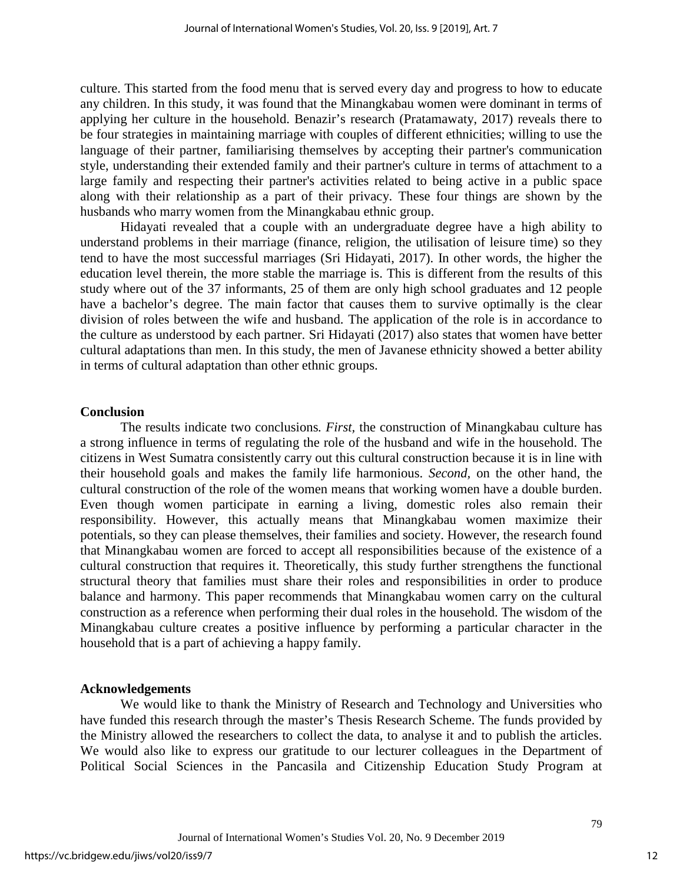culture. This started from the food menu that is served every day and progress to how to educate any children. In this study, it was found that the Minangkabau women were dominant in terms of applying her culture in the household. Benazir's research (Pratamawaty, 2017) reveals there to be four strategies in maintaining marriage with couples of different ethnicities; willing to use the language of their partner, familiarising themselves by accepting their partner's communication style, understanding their extended family and their partner's culture in terms of attachment to a large family and respecting their partner's activities related to being active in a public space along with their relationship as a part of their privacy. These four things are shown by the husbands who marry women from the Minangkabau ethnic group.

Hidayati revealed that a couple with an undergraduate degree have a high ability to understand problems in their marriage (finance, religion, the utilisation of leisure time) so they tend to have the most successful marriages (Sri Hidayati, 2017). In other words, the higher the education level therein, the more stable the marriage is. This is different from the results of this study where out of the 37 informants, 25 of them are only high school graduates and 12 people have a bachelor's degree. The main factor that causes them to survive optimally is the clear division of roles between the wife and husband. The application of the role is in accordance to the culture as understood by each partner. Sri Hidayati (2017) also states that women have better cultural adaptations than men. In this study, the men of Javanese ethnicity showed a better ability in terms of cultural adaptation than other ethnic groups.

## Conclusion

The results indicate two conclusions. *First*, the construction of Minangkabau culture has a strong influence in terms of regulating the role of the husband and wife in the household. The citizens in West Sumatra consistently carry out this cultural construction because it is in line with their household goals and makes the family life harmonious. *Second*, on the other hand, the cultural construction of the role of the women means that working women have a double burden. Even though women participate in earning a living, domestic roles also remain their responsibility. However, this actually means that Minangkabau women maximize their potentials, so they can please themselves, their families and society. However, the research found that Minangkabau women are forced to accept all responsibilities because of the existence of a cultural construction that requires it. Theoretically, this study further strengthens the functional structural theory that families must share their roles and responsibilities in order to produce balance and harmony. This paper recommends that Minangkabau women carry on the cultural construction as a reference when performing their dual roles in the household. The wisdom of the Minangkabau culture creates a positive influence by performing a particular character in the household that is a part of achieving a happy family.

## Acknowledgements

We would like to thank the Ministry of Research and Technology and Universities who have funded this research through the master's Thesis Research Scheme. The funds provided by the Ministry allowed the researchers to collect the data, to analyse it and to publish the articles. We would also like to express our gratitude to our lecturer colleagues in the Department of Political Social Sciences in the Pancasila and Citizenship Education Study Program at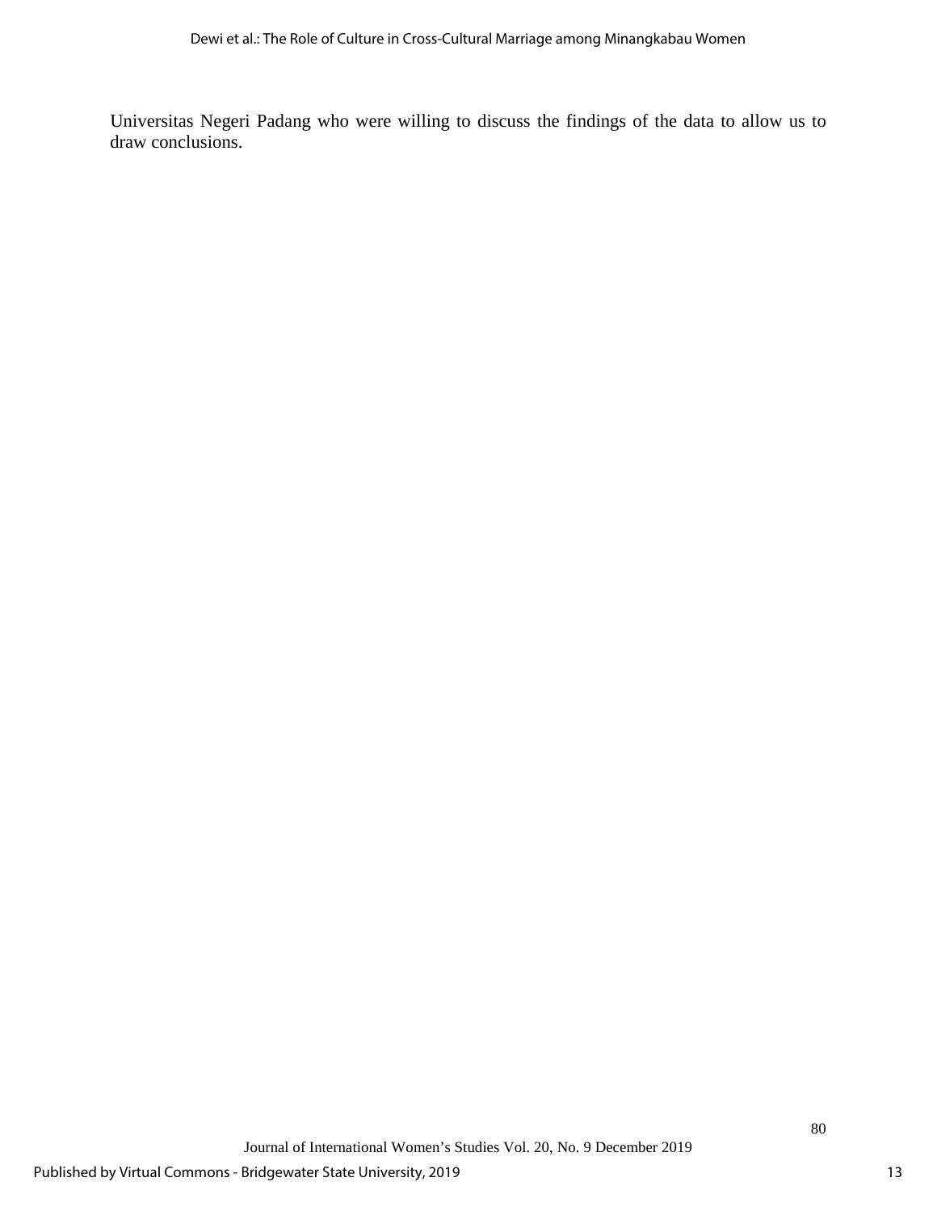Universitas Negeri Padang who were willing to discuss the findings of the data to allow us to draw conclusions.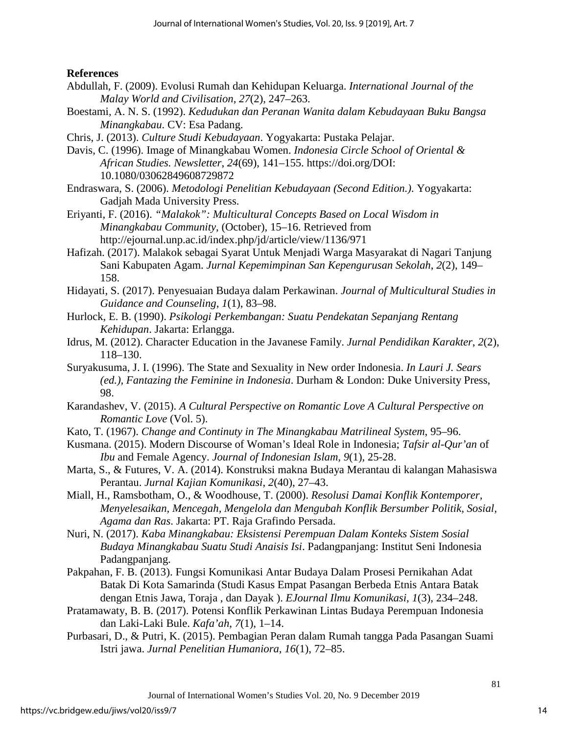**References**

Abdullah, F. (2009). Evolusi Rumah dan Kehidupan Keluarga. *International Journal of the Malay World and Civilisation*, *27*(2), 247–263.

Boestami, A. N. S. (1992). *Kedudukan dan Peranan Wanita dalam Kebudayaan Buku Bangsa Minangkabau*. CV: Esa Padang.

Chris, J. (2013). *Culture Studi Kebudayaan*. Yogyakarta: Pustaka Pelajar.

Davis, C. (1996). Image of Minangkabau Women. *Indonesia Circle School of Oriental & African Studies. Newsletter*, *24*(69), 141–155. https://doi.org/DOI: 10.1080/03062849608729872

Endraswara, S. (2006). *Metodologi Penelitian Kebudayaan (Second Edition.)*. Yogyakarta: Gadjah Mada University Press.

Eriyanti, F. (2016). *"Malakok": Multicultural Concepts Based on Local Wisdom in Minangkabau Community*, (October), 15–16. Retrieved from http://ejournal.unp.ac.id/index.php/jd/article/view/1136/971

Hafizah. (2017). Malakok sebagai Syarat Untuk Menjadi Warga Masyarakat di Nagari Tanjung Sani Kabupaten Agam. *Jurnal Kepemimpinan San Kepengurusan Sekolah*, *2*(2), 149–158.

Hidayati, S. (2017). Penyesuaian Budaya dalam Perkawinan. *Journal of Multicultural Studies in Guidance and Counseling*, *1*(1), 83–98.

Hurlock, E. B. (1990). *Psikologi Perkembangan: Suatu Pendekatan Sepanjang Rentang Kehidupan*. Jakarta: Erlangga.

Idrus, M. (2012). Character Education in the Javanese Family. *Jurnal Pendidikan Karakter*, *2*(2), 118–130.

Suryakusuma, J. I. (1996). The State and Sexuality in New order Indonesia. *In Lauri J. Sears (ed.), Fantazing the Feminine in Indonesia*. Durham & London: Duke University Press, 98.

Karandashev, V. (2015). *A Cultural Perspective on Romantic Love A Cultural Perspective on Romantic Love* (Vol. 5).

Kato, T. (1967). *Change and Continuty in The Minangkabau Matrilineal System*, 95–96.

Kusmana. (2015). Modern Discourse of Woman's Ideal Role in Indonesia; *Tafsir al-Qur'an* of *Ibu* and Female Agency. *Journal of Indonesian Islam, 9*(1), 25-28.

Marta, S., & Futures, V. A. (2014). Konstruksi makna Budaya Merantau di kalangan Mahasiswa Perantau. *Jurnal Kajian Komunikasi*, *2*(40), 27–43.

Miall, H., Ramsbotham, O., & Woodhouse, T. (2000). *Resolusi Damai Konflik Kontemporer, Menyelesaikan, Mencegah, Mengelola dan Mengubah Konflik Bersumber Politik, Sosial, Agama dan Ras*. Jakarta: PT. Raja Grafindo Persada.

Nuri, N. (2017). *Kaba Minangkabau: Eksistensi Perempuan Dalam Konteks Sistem Sosial Budaya Minangkabau Suatu Studi Anaisis Isi*. Padangpanjang: Institut Seni Indonesia Padangpanjang.

Pakpahan, F. B. (2013). Fungsi Komunikasi Antar Budaya Dalam Prosesi Pernikahan Adat Batak Di Kota Samarinda (Studi Kasus Empat Pasangan Berbeda Etnis Antara Batak dengan Etnis Jawa, Toraja , dan Dayak ). *EJournal Ilmu Komunikasi*, *1*(3), 234–248.

Pratamawaty, B. B. (2017). Potensi Konflik Perkawinan Lintas Budaya Perempuan Indonesia dan Laki-Laki Bule. *Kafa'ah*, *7*(1), 1–14.

Purbasari, D., & Putri, K. (2015). Pembagian Peran dalam Rumah tangga Pada Pasangan Suami Istri jawa. *Jurnal Penelitian Humaniora*, *16*(1), 72–85.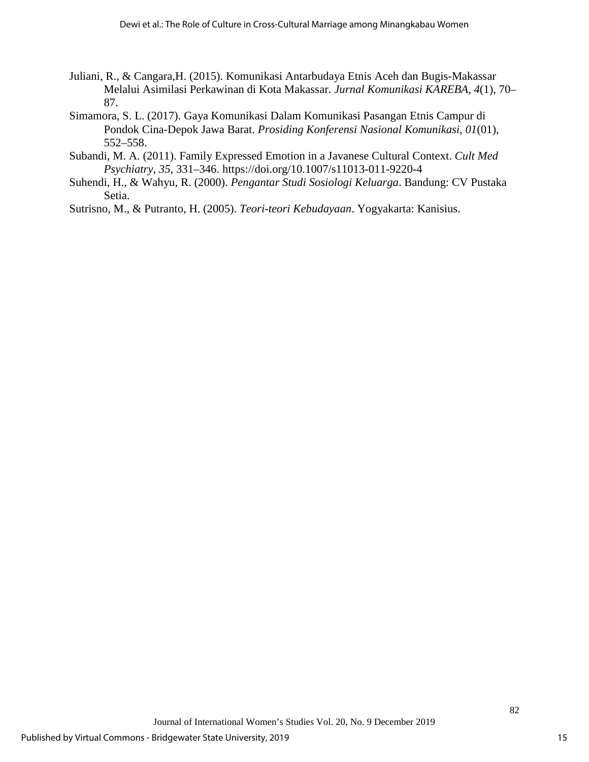Juliani, R., & Cangara,H. (2015). Komunikasi Antarbudaya Etnis Aceh dan Bugis-Makassar Melalui Asimilasi Perkawinan di Kota Makassar. *Jurnal Komunikasi KAREBA*, *4*(1), 70–87.

Simamora, S. L. (2017). Gaya Komunikasi Dalam Komunikasi Pasangan Etnis Campur di Pondok Cina-Depok Jawa Barat. *Prosiding Konferensi Nasional Komunikasi*, *01*(01), 552–558.

Subandi, M. A. (2011). Family Expressed Emotion in a Javanese Cultural Context. *Cult Med Psychiatry*, *35*, 331–346. https://doi.org/10.1007/s11013-011-9220-4

Suhendi, H., & Wahyu, R. (2000). *Pengantar Studi Sosiologi Keluarga*. Bandung: CV Pustaka Setia.

Sutrisno, M., & Putranto, H. (2005). *Teori-teori Kebudayaan*. Yogyakarta: Kanisius.